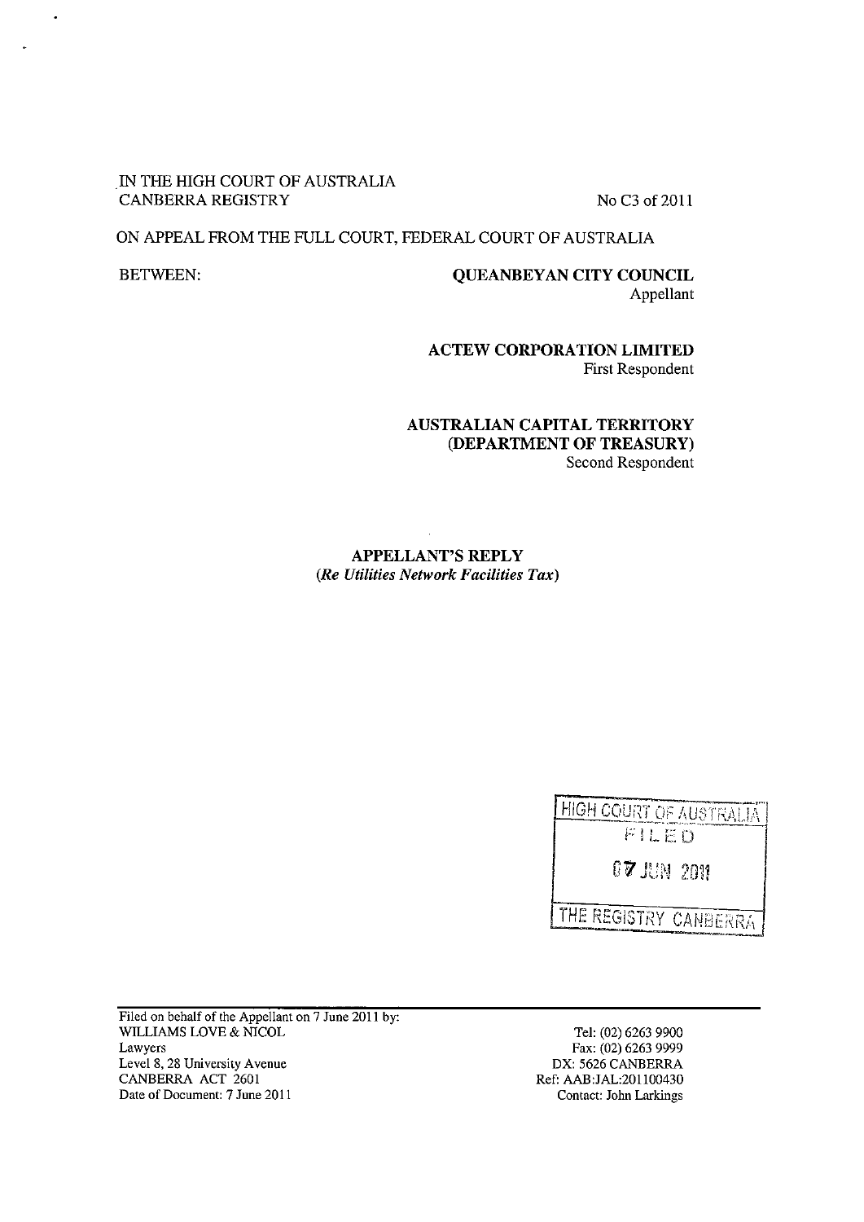IN THE HIGH COURT OF AUSTRALIA
CANBERRA REGISTRY

No C3 of 2011

ON APPEAL FROM THE FULL COURT, FEDERAL COURT OF AUSTRALIA

BETWEEN:

**QUEANBEYAN CITY COUNCIL**
Appellant

**ACTEW CORPORATION LIMITED**
First Respondent

**AUSTRALIAN CAPITAL TERRITORY (DEPARTMENT OF TREASURY)**
Second Respondent

**APPELLANT'S REPLY**
***(Re Utilities Network Facilities Tax)***

HIGH COURT OF AUSTRALIA
FILED
07 JUN 2011
THE REGISTRY CANBERRA

Filed on behalf of the Appellant on 7 June 2011 by:
WILLIAMS LOVE & NICOL
Lawyers
Level 8, 28 University Avenue
CANBERRA ACT 2601
Date of Document: 7 June 2011

Tel: (02) 6263 9900
Fax: (02) 6263 9999
DX: 5626 CANBERRA
Ref: AAB:JAL:201100430
Contact: John Larkings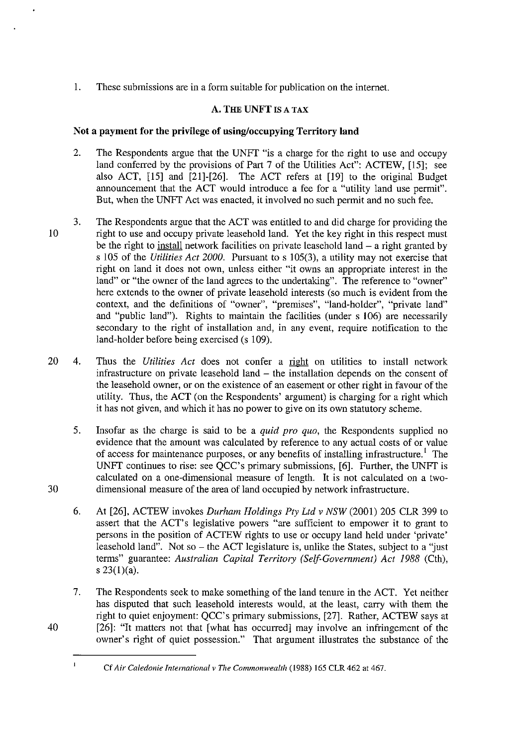1. These submissions are in a form suitable for publication on the internet.

## A. THE UNFT IS A TAX

### Not a payment for the privilege of using/occupying Territory land

2. The Respondents argue that the UNFT "is a charge for the right to use and occupy land conferred by the provisions of Part 7 of the Utilities Act": ACTEW, [15]; see also ACT, [15] and [21]-[26]. The ACT refers at [19] to the original Budget announcement that the ACT would introduce a fee for a "utility land use permit". But, when the UNFT Act was enacted, it involved no such permit and no such fee.

3. The Respondents argue that the ACT was entitled to and did charge for providing the right to use and occupy private leasehold land. Yet the key right in this respect must be the right to <u>install</u> network facilities on private leasehold land – a right granted by s 105 of the *Utilities Act 2000*. Pursuant to s 105(3), a utility may not exercise that right on land it does not own, unless either "it owns an appropriate interest in the land" or "the owner of the land agrees to the undertaking". The reference to "owner" here extends to the owner of private leasehold interests (so much is evident from the context, and the definitions of "owner", "premises", "land-holder", "private land" and "public land"). Rights to maintain the facilities (under s 106) are necessarily secondary to the right of installation and, in any event, require notification to the land-holder before being exercised (s 109).

4. Thus the *Utilities Act* does not confer a <u>right</u> on utilities to install network infrastructure on private leasehold land – the installation depends on the consent of the leasehold owner, or on the existence of an easement or other right in favour of the utility. Thus, the ACT (on the Respondents' argument) is charging for a right which it has not given, and which it has no power to give on its own statutory scheme.

5. Insofar as the charge is said to be a *quid pro quo*, the Respondents supplied no evidence that the amount was calculated by reference to any actual costs of or value of access for maintenance purposes, or any benefits of installing infrastructure.[1] The UNFT continues to rise: see QCC's primary submissions, [6]. Further, the UNFT is calculated on a one-dimensional measure of length. It is not calculated on a two-dimensional measure of the area of land occupied by network infrastructure.

6. At [26], ACTEW invokes *Durham Holdings Pty Ltd v NSW* (2001) 205 CLR 399 to assert that the ACT's legislative powers "are sufficient to empower it to grant to persons in the position of ACTEW rights to use or occupy land held under 'private' leasehold land". Not so – the ACT legislature is, unlike the States, subject to a "just terms" guarantee: *Australian Capital Territory (Self-Government) Act 1988* (Cth), s 23(1)(a).

7. The Respondents seek to make something of the land tenure in the ACT. Yet neither has disputed that such leasehold interests would, at the least, carry with them the right to quiet enjoyment: QCC's primary submissions, [27]. Rather, ACTEW says at [26]: "It matters not that [what has occurred] may involve an infringement of the owner's right of quiet possession." That argument illustrates the substance of the

---

[1] Cf *Air Caledonie International v The Commonwealth* (1988) 165 CLR 462 at 467.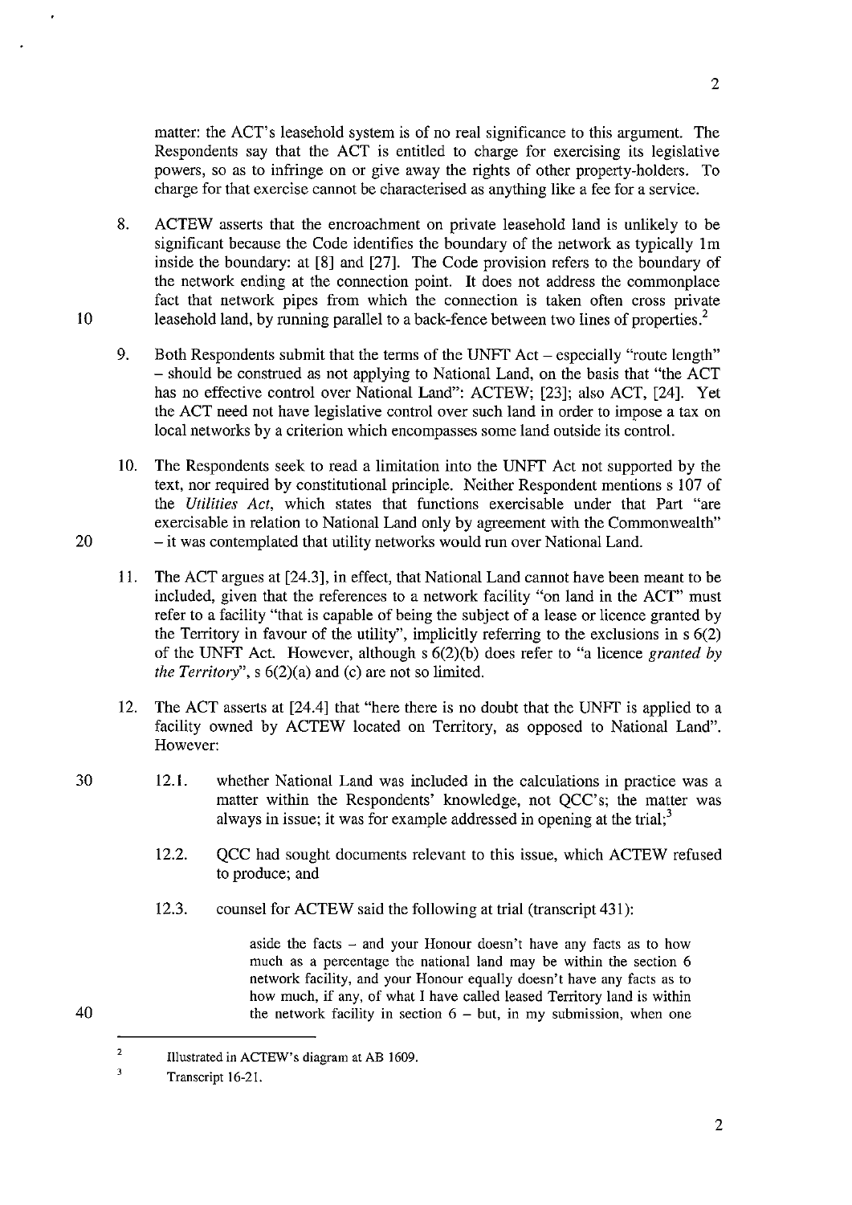matter: the ACT's leasehold system is of no real significance to this argument. The Respondents say that the ACT is entitled to charge for exercising its legislative powers, so as to infringe on or give away the rights of other property-holders. To charge for that exercise cannot be characterised as anything like a fee for a service.

8. ACTEW asserts that the encroachment on private leasehold land is unlikely to be significant because the Code identifies the boundary of the network as typically 1m inside the boundary: at [8] and [27]. The Code provision refers to the boundary of the network ending at the connection point. It does not address the commonplace fact that network pipes from which the connection is taken often cross private leasehold land, by running parallel to a back-fence between two lines of properties.[2]

9. Both Respondents submit that the terms of the UNFT Act – especially "route length" – should be construed as not applying to National Land, on the basis that "the ACT has no effective control over National Land": ACTEW; [23]; also ACT, [24]. Yet the ACT need not have legislative control over such land in order to impose a tax on local networks by a criterion which encompasses some land outside its control.

10. The Respondents seek to read a limitation into the UNFT Act not supported by the text, nor required by constitutional principle. Neither Respondent mentions s 107 of the *Utilities Act*, which states that functions exercisable under that Part "are exercisable in relation to National Land only by agreement with the Commonwealth" – it was contemplated that utility networks would run over National Land.

11. The ACT argues at [24.3], in effect, that National Land cannot have been meant to be included, given that the references to a network facility "on land in the ACT" must refer to a facility "that is capable of being the subject of a lease or licence granted by the Territory in favour of the utility", implicitly referring to the exclusions in s 6(2) of the UNFT Act. However, although s 6(2)(b) does refer to "a licence *granted by the Territory*", s 6(2)(a) and (c) are not so limited.

12. The ACT asserts at [24.4] that "here there is no doubt that the UNFT is applied to a facility owned by ACTEW located on Territory, as opposed to National Land". However:

    12.1. whether National Land was included in the calculations in practice was a matter within the Respondents' knowledge, not QCC's; the matter was always in issue; it was for example addressed in opening at the trial;[3]

    12.2. QCC had sought documents relevant to this issue, which ACTEW refused to produce; and

    12.3. counsel for ACTEW said the following at trial (transcript 431):

    > aside the facts – and your Honour doesn't have any facts as to how much as a percentage the national land may be within the section 6 network facility, and your Honour equally doesn't have any facts as to how much, if any, of what I have called leased Territory land is within the network facility in section 6 – but, in my submission, when one

---

[2] Illustrated in ACTEW's diagram at AB 1609.

[3] Transcript 16-21.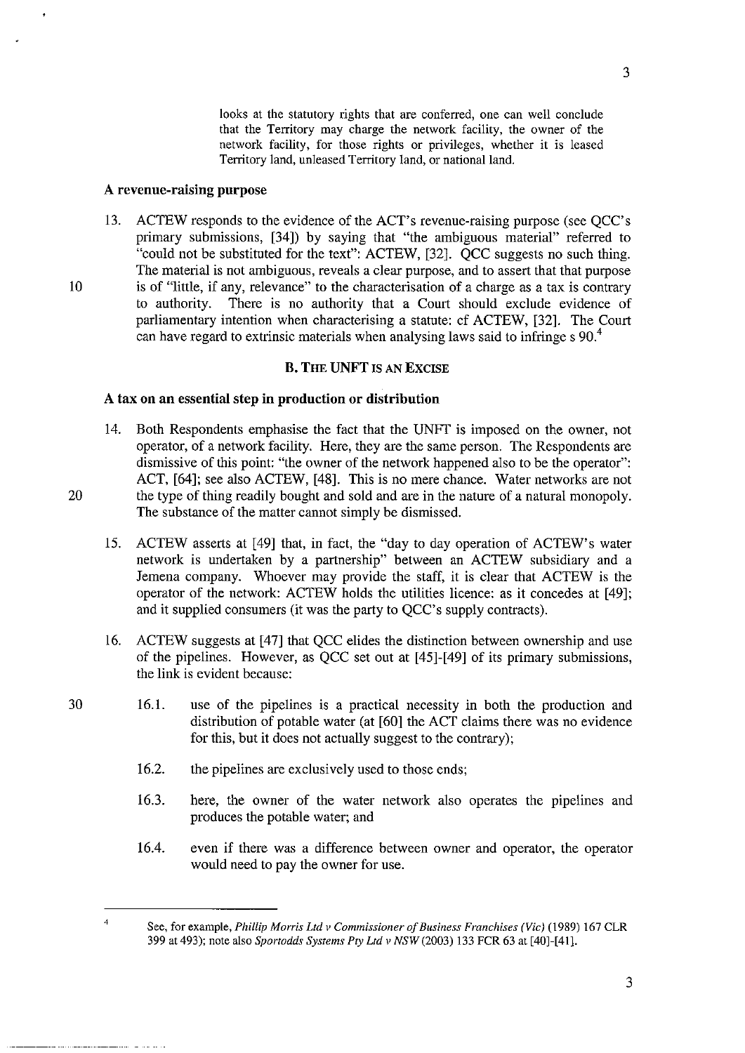looks at the statutory rights that are conferred, one can well conclude that the Territory may charge the network facility, the owner of the network facility, for those rights or privileges, whether it is leased Territory land, unleased Territory land, or national land.

### A revenue-raising purpose

13. ACTEW responds to the evidence of the ACT's revenue-raising purpose (see QCC's primary submissions, [34]) by saying that "the ambiguous material" referred to "could not be substituted for the text": ACTEW, [32]. QCC suggests no such thing. The material is not ambiguous, reveals a clear purpose, and to assert that that purpose is of "little, if any, relevance" to the characterisation of a charge as a tax is contrary to authority. There is no authority that a Court should exclude evidence of parliamentary intention when characterising a statute: cf ACTEW, [32]. The Court can have regard to extrinsic materials when analysing laws said to infringe s 90.[4]

## B. THE UNFT IS AN EXCISE

### A tax on an essential step in production or distribution

14. Both Respondents emphasise the fact that the UNFT is imposed on the owner, not operator, of a network facility. Here, they are the same person. The Respondents are dismissive of this point: "the owner of the network happened also to be the operator": ACT, [64]; see also ACTEW, [48]. This is no mere chance. Water networks are not the type of thing readily bought and sold and are in the nature of a natural monopoly. The substance of the matter cannot simply be dismissed.

15. ACTEW asserts at [49] that, in fact, the "day to day operation of ACTEW's water network is undertaken by a partnership" between an ACTEW subsidiary and a Jemena company. Whoever may provide the staff, it is clear that ACTEW is the operator of the network: ACTEW holds the utilities licence: as it concedes at [49]; and it supplied consumers (it was the party to QCC's supply contracts).

16. ACTEW suggests at [47] that QCC elides the distinction between ownership and use of the pipelines. However, as QCC set out at [45]-[49] of its primary submissions, the link is evident because:

    16.1. use of the pipelines is a practical necessity in both the production and distribution of potable water (at [60] the ACT claims there was no evidence for this, but it does not actually suggest to the contrary);

    16.2. the pipelines are exclusively used to those ends;

    16.3. here, the owner of the water network also operates the pipelines and produces the potable water; and

    16.4. even if there was a difference between owner and operator, the operator would need to pay the owner for use.

---

[4] See, for example, *Phillip Morris Ltd v Commissioner of Business Franchises (Vic)* (1989) 167 CLR 399 at 493); note also *Sportodds Systems Pty Ltd v NSW* (2003) 133 FCR 63 at [40]-[41].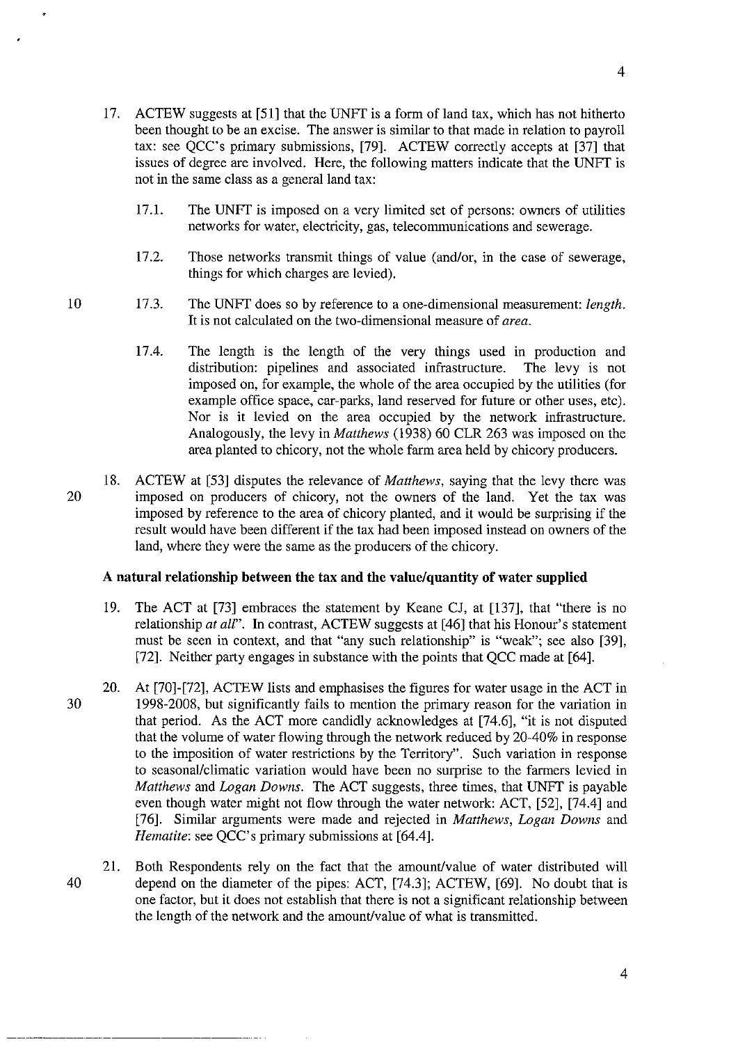17. ACTEW suggests at [51] that the UNFT is a form of land tax, which has not hitherto been thought to be an excise. The answer is similar to that made in relation to payroll tax: see QCC's primary submissions, [79]. ACTEW correctly accepts at [37] that issues of degree are involved. Here, the following matters indicate that the UNFT is not in the same class as a general land tax:

    17.1. The UNFT is imposed on a very limited set of persons: owners of utilities networks for water, electricity, gas, telecommunications and sewerage.

    17.2. Those networks transmit things of value (and/or, in the case of sewerage, things for which charges are levied).

    17.3. The UNFT does so by reference to a one-dimensional measurement: *length*. It is not calculated on the two-dimensional measure of *area*.

    17.4. The length is the length of the very things used in production and distribution: pipelines and associated infrastructure. The levy is not imposed on, for example, the whole of the area occupied by the utilities (for example office space, car-parks, land reserved for future or other uses, etc). Nor is it levied on the area occupied by the network infrastructure. Analogously, the levy in *Matthews* (1938) 60 CLR 263 was imposed on the area planted to chicory, not the whole farm area held by chicory producers.

18. ACTEW at [53] disputes the relevance of *Matthews*, saying that the levy there was imposed on producers of chicory, not the owners of the land. Yet the tax was imposed by reference to the area of chicory planted, and it would be surprising if the result would have been different if the tax had been imposed instead on owners of the land, where they were the same as the producers of the chicory.

### A natural relationship between the tax and the value/quantity of water supplied

19. The ACT at [73] embraces the statement by Keane CJ, at [137], that "there is no relationship *at all*". In contrast, ACTEW suggests at [46] that his Honour's statement must be seen in context, and that "any such relationship" is "weak"; see also [39], [72]. Neither party engages in substance with the points that QCC made at [64].

20. At [70]-[72], ACTEW lists and emphasises the figures for water usage in the ACT in 1998-2008, but significantly fails to mention the primary reason for the variation in that period. As the ACT more candidly acknowledges at [74.6], "it is not disputed that the volume of water flowing through the network reduced by 20-40% in response to the imposition of water restrictions by the Territory". Such variation in response to seasonal/climatic variation would have been no surprise to the farmers levied in *Matthews* and *Logan Downs*. The ACT suggests, three times, that UNFT is payable even though water might not flow through the water network: ACT, [52], [74.4] and [76]. Similar arguments were made and rejected in *Matthews*, *Logan Downs* and *Hematite*: see QCC's primary submissions at [64.4].

21. Both Respondents rely on the fact that the amount/value of water distributed will depend on the diameter of the pipes: ACT, [74.3]; ACTEW, [69]. No doubt that is one factor, but it does not establish that there is not a significant relationship between the length of the network and the amount/value of what is transmitted.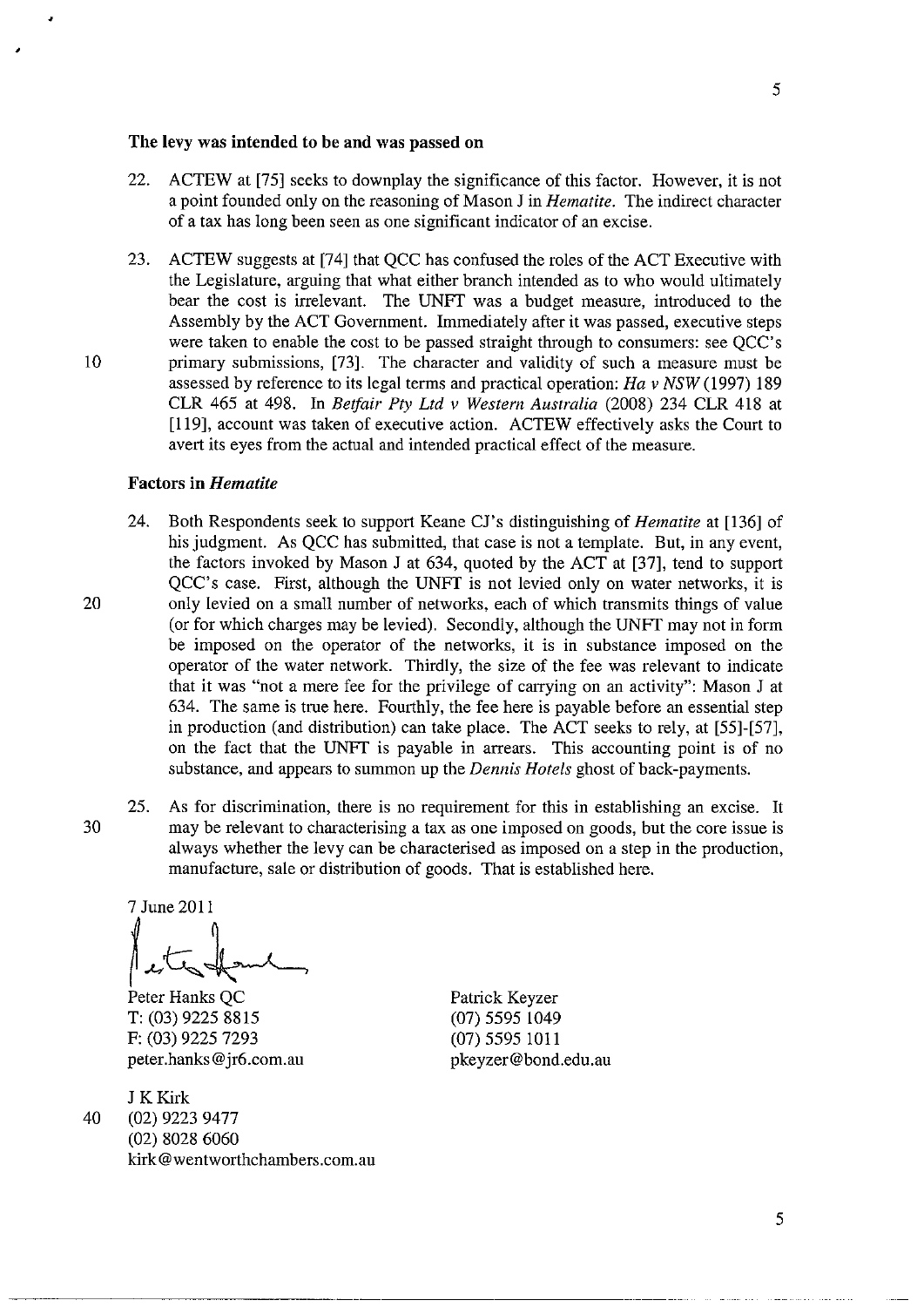### The levy was intended to be and was passed on

22. ACTEW at [75] seeks to downplay the significance of this factor. However, it is not a point founded only on the reasoning of Mason J in *Hematite*. The indirect character of a tax has long been seen as one significant indicator of an excise.

23. ACTEW suggests at [74] that QCC has confused the roles of the ACT Executive with the Legislature, arguing that what either branch intended as to who would ultimately bear the cost is irrelevant. The UNFT was a budget measure, introduced to the Assembly by the ACT Government. Immediately after it was passed, executive steps were taken to enable the cost to be passed straight through to consumers: see QCC's primary submissions, [73]. The character and validity of such a measure must be assessed by reference to its legal terms and practical operation: *Ha v NSW* (1997) 189 CLR 465 at 498. In *Betfair Pty Ltd v Western Australia* (2008) 234 CLR 418 at [119], account was taken of executive action. ACTEW effectively asks the Court to avert its eyes from the actual and intended practical effect of the measure.

### Factors in *Hematite*

24. Both Respondents seek to support Keane CJ's distinguishing of *Hematite* at [136] of his judgment. As QCC has submitted, that case is not a template. But, in any event, the factors invoked by Mason J at 634, quoted by the ACT at [37], tend to support QCC's case. First, although the UNFT is not levied only on water networks, it is only levied on a small number of networks, each of which transmits things of value (or for which charges may be levied). Secondly, although the UNFT may not in form be imposed on the operator of the networks, it is in substance imposed on the operator of the water network. Thirdly, the size of the fee was relevant to indicate that it was "not a mere fee for the privilege of carrying on an activity": Mason J at 634. The same is true here. Fourthly, the fee here is payable before an essential step in production (and distribution) can take place. The ACT seeks to rely, at [55]-[57], on the fact that the UNFT is payable in arrears. This accounting point is of no substance, and appears to summon up the *Dennis Hotels* ghost of back-payments.

25. As for discrimination, there is no requirement for this in establishing an excise. It may be relevant to characterising a tax as one imposed on goods, but the core issue is always whether the levy can be characterised as imposed on a step in the production, manufacture, sale or distribution of goods. That is established here.

7 June 2011

Peter Hanks QC
T: (03) 9225 8815
F: (03) 9225 7293
peter.hanks@jr6.com.au

Patrick Keyzer
(07) 5595 1049
(07) 5595 1011
pkeyzer@bond.edu.au

J K Kirk
(02) 9223 9477
(02) 8028 6060
kirk@wentworthchambers.com.au